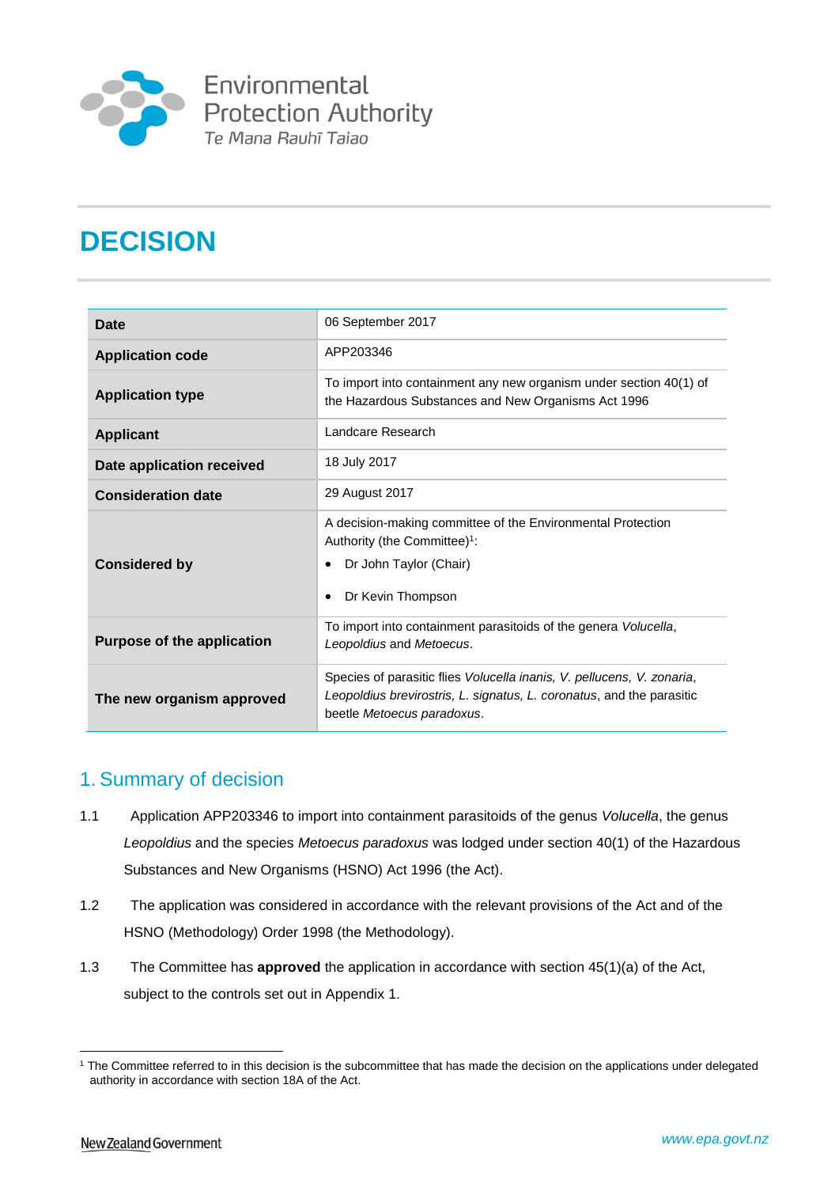Environmental Protection Authority
Te Mana Rauhī Taiao

# DECISION

| | |
|---|---|
| **Date** | 06 September 2017 |
| **Application code** | APP203346 |
| **Application type** | To import into containment any new organism under section 40(1) of the Hazardous Substances and New Organisms Act 1996 |
| **Applicant** | Landcare Research |
| **Date application received** | 18 July 2017 |
| **Consideration date** | 29 August 2017 |
| **Considered by** | A decision-making committee of the Environmental Protection Authority (the Committee)[1]: <br>• Dr John Taylor (Chair) <br>• Dr Kevin Thompson |
| **Purpose of the application** | To import into containment parasitoids of the genera *Volucella*, *Leopoldius* and *Metoecus*. |
| **The new organism approved** | Species of parasitic flies *Volucella inanis, V. pellucens, V. zonaria*, *Leopoldius brevirostris, L. signatus, L. coronatus*, and the parasitic beetle *Metoecus paradoxus*. |

## 1. Summary of decision

1.1 Application APP203346 to import into containment parasitoids of the genus *Volucella*, the genus *Leopoldius* and the species *Metoecus paradoxus* was lodged under section 40(1) of the Hazardous Substances and New Organisms (HSNO) Act 1996 (the Act).

1.2 The application was considered in accordance with the relevant provisions of the Act and of the HSNO (Methodology) Order 1998 (the Methodology).

1.3 The Committee has **approved** the application in accordance with section 45(1)(a) of the Act, subject to the controls set out in Appendix 1.

[1] The Committee referred to in this decision is the subcommittee that has made the decision on the applications under delegated authority in accordance with section 18A of the Act.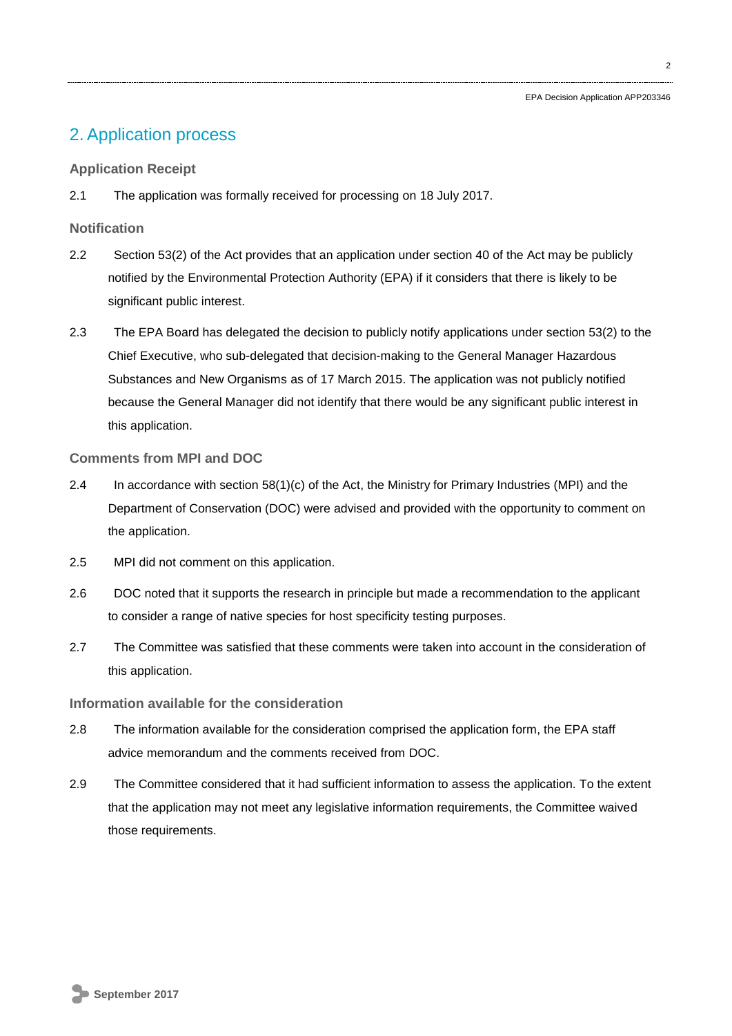## 2. Application process

### Application Receipt

2.1 The application was formally received for processing on 18 July 2017.

### Notification

2.2 Section 53(2) of the Act provides that an application under section 40 of the Act may be publicly notified by the Environmental Protection Authority (EPA) if it considers that there is likely to be significant public interest.

2.3 The EPA Board has delegated the decision to publicly notify applications under section 53(2) to the Chief Executive, who sub-delegated that decision-making to the General Manager Hazardous Substances and New Organisms as of 17 March 2015. The application was not publicly notified because the General Manager did not identify that there would be any significant public interest in this application.

### Comments from MPI and DOC

2.4 In accordance with section 58(1)(c) of the Act, the Ministry for Primary Industries (MPI) and the Department of Conservation (DOC) were advised and provided with the opportunity to comment on the application.

2.5 MPI did not comment on this application.

2.6 DOC noted that it supports the research in principle but made a recommendation to the applicant to consider a range of native species for host specificity testing purposes.

2.7 The Committee was satisfied that these comments were taken into account in the consideration of this application.

### Information available for the consideration

2.8 The information available for the consideration comprised the application form, the EPA staff advice memorandum and the comments received from DOC.

2.9 The Committee considered that it had sufficient information to assess the application. To the extent that the application may not meet any legislative information requirements, the Committee waived those requirements.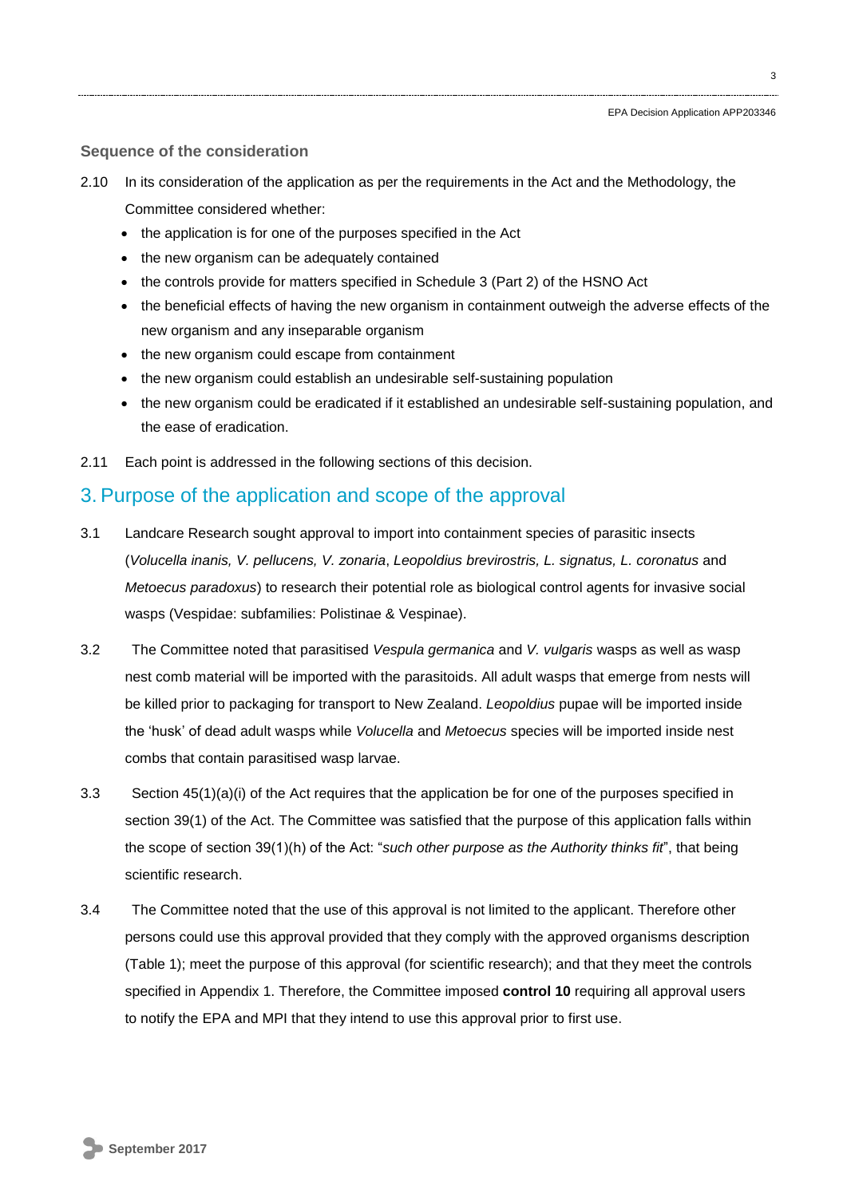### Sequence of the consideration

2.10 In its consideration of the application as per the requirements in the Act and the Methodology, the Committee considered whether:

- the application is for one of the purposes specified in the Act
- the new organism can be adequately contained
- the controls provide for matters specified in Schedule 3 (Part 2) of the HSNO Act
- the beneficial effects of having the new organism in containment outweigh the adverse effects of the new organism and any inseparable organism
- the new organism could escape from containment
- the new organism could establish an undesirable self-sustaining population
- the new organism could be eradicated if it established an undesirable self-sustaining population, and the ease of eradication.

2.11 Each point is addressed in the following sections of this decision.

## 3. Purpose of the application and scope of the approval

3.1 Landcare Research sought approval to import into containment species of parasitic insects (*Volucella inanis, V. pellucens, V. zonaria*, *Leopoldius brevirostris, L. signatus, L. coronatus* and *Metoecus paradoxus*) to research their potential role as biological control agents for invasive social wasps (Vespidae: subfamilies: Polistinae & Vespinae).

3.2 The Committee noted that parasitised *Vespula germanica* and *V. vulgaris* wasps as well as wasp nest comb material will be imported with the parasitoids. All adult wasps that emerge from nests will be killed prior to packaging for transport to New Zealand. *Leopoldius* pupae will be imported inside the 'husk' of dead adult wasps while *Volucella* and *Metoecus* species will be imported inside nest combs that contain parasitised wasp larvae.

3.3 Section 45(1)(a)(i) of the Act requires that the application be for one of the purposes specified in section 39(1) of the Act. The Committee was satisfied that the purpose of this application falls within the scope of section 39(1)(h) of the Act: "*such other purpose as the Authority thinks fit*", that being scientific research.

3.4 The Committee noted that the use of this approval is not limited to the applicant. Therefore other persons could use this approval provided that they comply with the approved organisms description (Table 1); meet the purpose of this approval (for scientific research); and that they meet the controls specified in Appendix 1. Therefore, the Committee imposed **control 10** requiring all approval users to notify the EPA and MPI that they intend to use this approval prior to first use.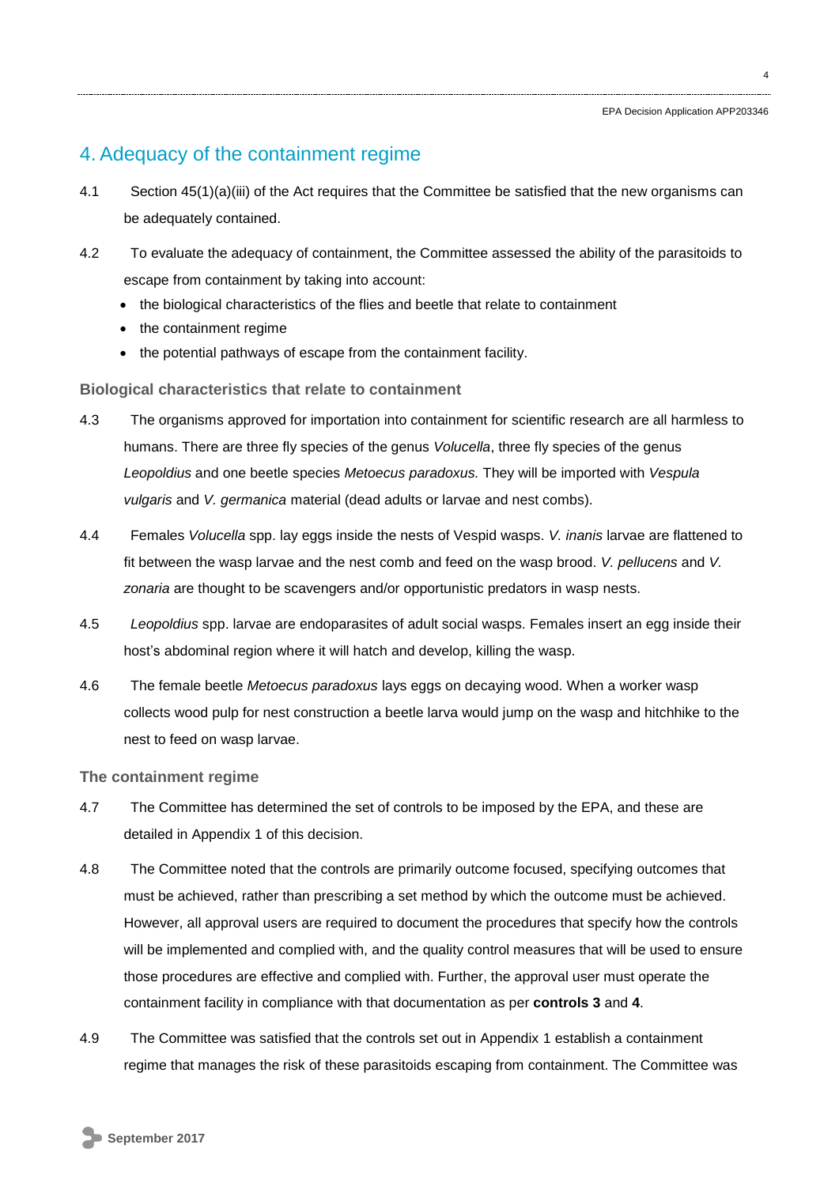## 4. Adequacy of the containment regime

4.1 Section 45(1)(a)(iii) of the Act requires that the Committee be satisfied that the new organisms can be adequately contained.

4.2 To evaluate the adequacy of containment, the Committee assessed the ability of the parasitoids to escape from containment by taking into account:

- the biological characteristics of the flies and beetle that relate to containment
- the containment regime
- the potential pathways of escape from the containment facility.

### Biological characteristics that relate to containment

4.3 The organisms approved for importation into containment for scientific research are all harmless to humans. There are three fly species of the genus *Volucella*, three fly species of the genus *Leopoldius* and one beetle species *Metoecus paradoxus.* They will be imported with *Vespula vulgaris* and *V. germanica* material (dead adults or larvae and nest combs).

4.4 Females *Volucella* spp. lay eggs inside the nests of Vespid wasps. *V. inanis* larvae are flattened to fit between the wasp larvae and the nest comb and feed on the wasp brood. *V. pellucens* and *V. zonaria* are thought to be scavengers and/or opportunistic predators in wasp nests.

4.5 *Leopoldius* spp. larvae are endoparasites of adult social wasps. Females insert an egg inside their host's abdominal region where it will hatch and develop, killing the wasp.

4.6 The female beetle *Metoecus paradoxus* lays eggs on decaying wood. When a worker wasp collects wood pulp for nest construction a beetle larva would jump on the wasp and hitchhike to the nest to feed on wasp larvae.

### The containment regime

4.7 The Committee has determined the set of controls to be imposed by the EPA, and these are detailed in Appendix 1 of this decision.

4.8 The Committee noted that the controls are primarily outcome focused, specifying outcomes that must be achieved, rather than prescribing a set method by which the outcome must be achieved. However, all approval users are required to document the procedures that specify how the controls will be implemented and complied with, and the quality control measures that will be used to ensure those procedures are effective and complied with. Further, the approval user must operate the containment facility in compliance with that documentation as per **controls 3** and **4**.

4.9 The Committee was satisfied that the controls set out in Appendix 1 establish a containment regime that manages the risk of these parasitoids escaping from containment. The Committee was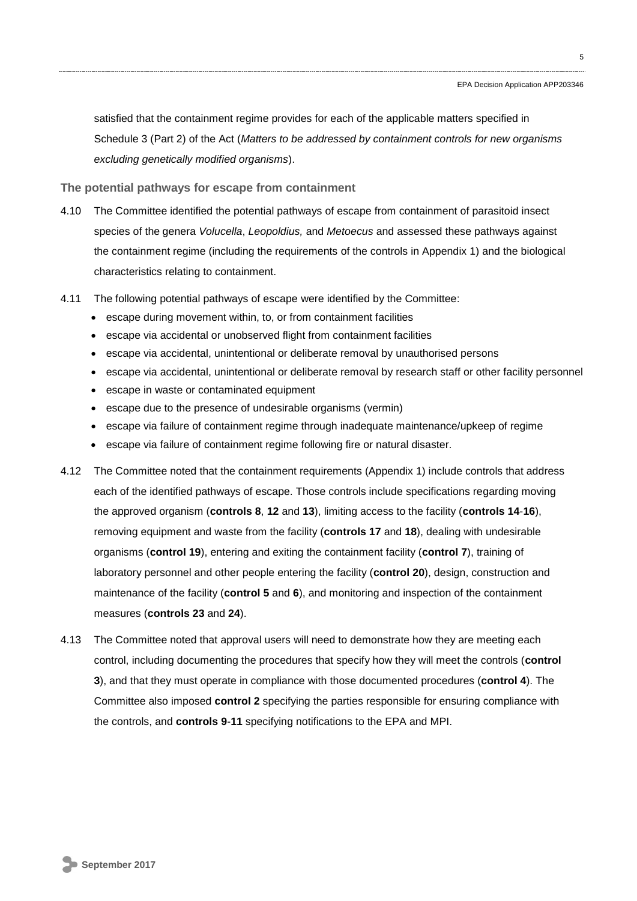satisfied that the containment regime provides for each of the applicable matters specified in Schedule 3 (Part 2) of the Act (*Matters to be addressed by containment controls for new organisms excluding genetically modified organisms*).

### The potential pathways for escape from containment

4.10 The Committee identified the potential pathways of escape from containment of parasitoid insect species of the genera *Volucella*, *Leopoldius,* and *Metoecus* and assessed these pathways against the containment regime (including the requirements of the controls in Appendix 1) and the biological characteristics relating to containment.

4.11 The following potential pathways of escape were identified by the Committee:

- escape during movement within, to, or from containment facilities
- escape via accidental or unobserved flight from containment facilities
- escape via accidental, unintentional or deliberate removal by unauthorised persons
- escape via accidental, unintentional or deliberate removal by research staff or other facility personnel
- escape in waste or contaminated equipment
- escape due to the presence of undesirable organisms (vermin)
- escape via failure of containment regime through inadequate maintenance/upkeep of regime
- escape via failure of containment regime following fire or natural disaster.

4.12 The Committee noted that the containment requirements (Appendix 1) include controls that address each of the identified pathways of escape. Those controls include specifications regarding moving the approved organism (**controls 8**, **12** and **13**), limiting access to the facility (**controls 14**-**16**), removing equipment and waste from the facility (**controls 17** and **18**), dealing with undesirable organisms (**control 19**), entering and exiting the containment facility (**control 7**), training of laboratory personnel and other people entering the facility (**control 20**), design, construction and maintenance of the facility (**control 5** and **6**), and monitoring and inspection of the containment measures (**controls 23** and **24**).

4.13 The Committee noted that approval users will need to demonstrate how they are meeting each control, including documenting the procedures that specify how they will meet the controls (**control 3**), and that they must operate in compliance with those documented procedures (**control 4**). The Committee also imposed **control 2** specifying the parties responsible for ensuring compliance with the controls, and **controls 9**-**11** specifying notifications to the EPA and MPI.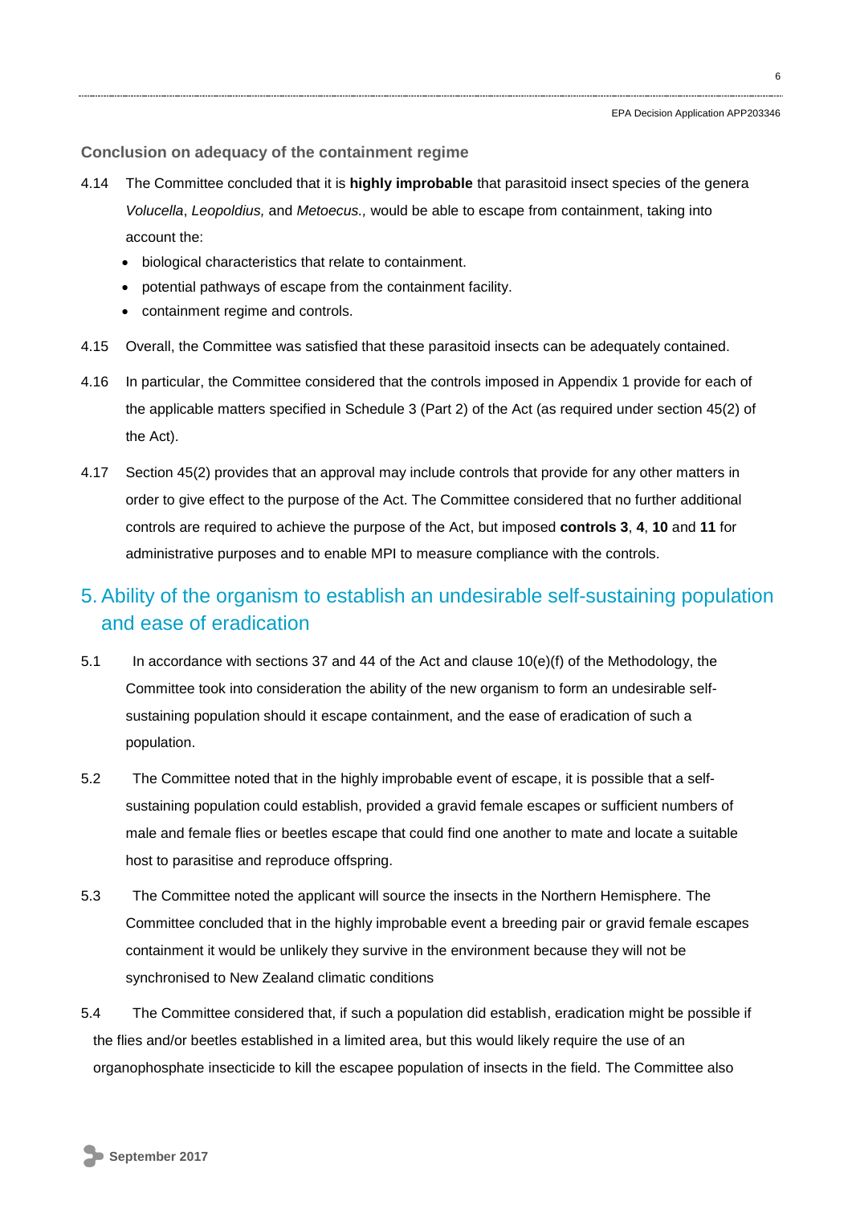### Conclusion on adequacy of the containment regime

4.14 The Committee concluded that it is **highly improbable** that parasitoid insect species of the genera *Volucella*, *Leopoldius,* and *Metoecus.,* would be able to escape from containment, taking into account the:

- biological characteristics that relate to containment.
- potential pathways of escape from the containment facility.
- containment regime and controls.

4.15 Overall, the Committee was satisfied that these parasitoid insects can be adequately contained.

4.16 In particular, the Committee considered that the controls imposed in Appendix 1 provide for each of the applicable matters specified in Schedule 3 (Part 2) of the Act (as required under section 45(2) of the Act).

4.17 Section 45(2) provides that an approval may include controls that provide for any other matters in order to give effect to the purpose of the Act. The Committee considered that no further additional controls are required to achieve the purpose of the Act, but imposed **controls 3**, **4**, **10** and **11** for administrative purposes and to enable MPI to measure compliance with the controls.

## 5. Ability of the organism to establish an undesirable self-sustaining population and ease of eradication

5.1 In accordance with sections 37 and 44 of the Act and clause 10(e)(f) of the Methodology, the Committee took into consideration the ability of the new organism to form an undesirable self-sustaining population should it escape containment, and the ease of eradication of such a population.

5.2 The Committee noted that in the highly improbable event of escape, it is possible that a self-sustaining population could establish, provided a gravid female escapes or sufficient numbers of male and female flies or beetles escape that could find one another to mate and locate a suitable host to parasitise and reproduce offspring.

5.3 The Committee noted the applicant will source the insects in the Northern Hemisphere. The Committee concluded that in the highly improbable event a breeding pair or gravid female escapes containment it would be unlikely they survive in the environment because they will not be synchronised to New Zealand climatic conditions

5.4 The Committee considered that, if such a population did establish, eradication might be possible if the flies and/or beetles established in a limited area, but this would likely require the use of an organophosphate insecticide to kill the escapee population of insects in the field. The Committee also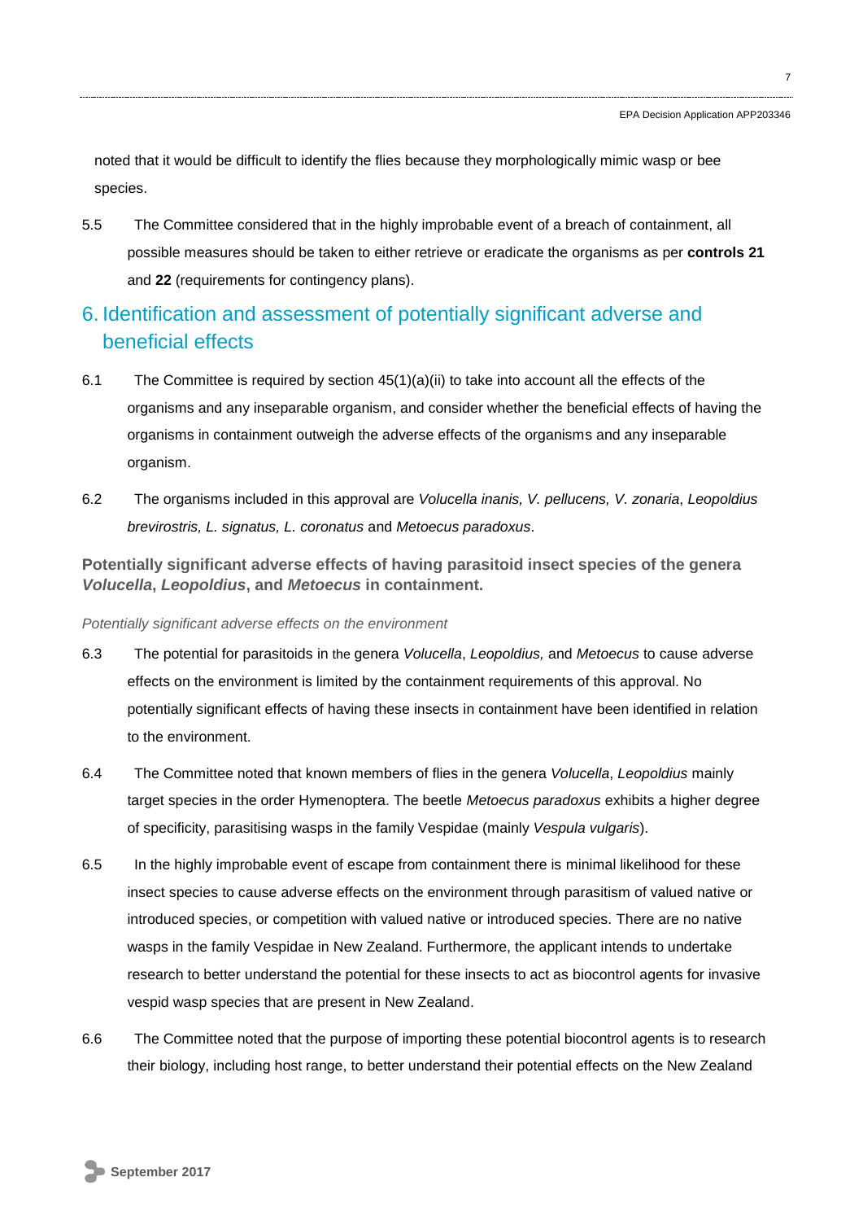noted that it would be difficult to identify the flies because they morphologically mimic wasp or bee species.

5.5 The Committee considered that in the highly improbable event of a breach of containment, all possible measures should be taken to either retrieve or eradicate the organisms as per **controls 21** and **22** (requirements for contingency plans).

## 6. Identification and assessment of potentially significant adverse and beneficial effects

6.1 The Committee is required by section 45(1)(a)(ii) to take into account all the effects of the organisms and any inseparable organism, and consider whether the beneficial effects of having the organisms in containment outweigh the adverse effects of the organisms and any inseparable organism.

6.2 The organisms included in this approval are *Volucella inanis, V. pellucens, V. zonaria*, *Leopoldius brevirostris, L. signatus, L. coronatus* and *Metoecus paradoxus*.

### Potentially significant adverse effects of having parasitoid insect species of the genera *Volucella*, *Leopoldius*, and *Metoecus* in containment.

*Potentially significant adverse effects on the environment*

6.3 The potential for parasitoids in the genera *Volucella*, *Leopoldius,* and *Metoecus* to cause adverse effects on the environment is limited by the containment requirements of this approval. No potentially significant effects of having these insects in containment have been identified in relation to the environment.

6.4 The Committee noted that known members of flies in the genera *Volucella*, *Leopoldius* mainly target species in the order Hymenoptera. The beetle *Metoecus paradoxus* exhibits a higher degree of specificity, parasitising wasps in the family Vespidae (mainly *Vespula vulgaris*).

6.5 In the highly improbable event of escape from containment there is minimal likelihood for these insect species to cause adverse effects on the environment through parasitism of valued native or introduced species, or competition with valued native or introduced species. There are no native wasps in the family Vespidae in New Zealand. Furthermore, the applicant intends to undertake research to better understand the potential for these insects to act as biocontrol agents for invasive vespid wasp species that are present in New Zealand.

6.6 The Committee noted that the purpose of importing these potential biocontrol agents is to research their biology, including host range, to better understand their potential effects on the New Zealand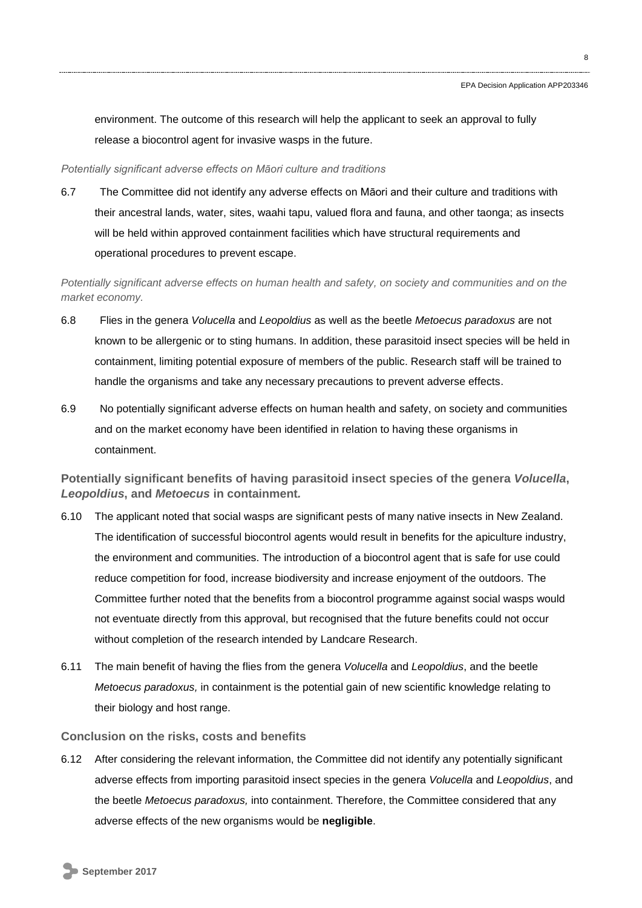environment. The outcome of this research will help the applicant to seek an approval to fully release a biocontrol agent for invasive wasps in the future.

*Potentially significant adverse effects on Māori culture and traditions*

6.7 The Committee did not identify any adverse effects on Māori and their culture and traditions with their ancestral lands, water, sites, waahi tapu, valued flora and fauna, and other taonga; as insects will be held within approved containment facilities which have structural requirements and operational procedures to prevent escape.

*Potentially significant adverse effects on human health and safety, on society and communities and on the market economy.*

6.8 Flies in the genera *Volucella* and *Leopoldius* as well as the beetle *Metoecus paradoxus* are not known to be allergenic or to sting humans. In addition, these parasitoid insect species will be held in containment, limiting potential exposure of members of the public. Research staff will be trained to handle the organisms and take any necessary precautions to prevent adverse effects.

6.9 No potentially significant adverse effects on human health and safety, on society and communities and on the market economy have been identified in relation to having these organisms in containment.

### Potentially significant benefits of having parasitoid insect species of the genera *Volucella*, *Leopoldius*, and *Metoecus* in containment.

6.10 The applicant noted that social wasps are significant pests of many native insects in New Zealand. The identification of successful biocontrol agents would result in benefits for the apiculture industry, the environment and communities. The introduction of a biocontrol agent that is safe for use could reduce competition for food, increase biodiversity and increase enjoyment of the outdoors. The Committee further noted that the benefits from a biocontrol programme against social wasps would not eventuate directly from this approval, but recognised that the future benefits could not occur without completion of the research intended by Landcare Research.

6.11 The main benefit of having the flies from the genera *Volucella* and *Leopoldius*, and the beetle *Metoecus paradoxus,* in containment is the potential gain of new scientific knowledge relating to their biology and host range.

### Conclusion on the risks, costs and benefits

6.12 After considering the relevant information, the Committee did not identify any potentially significant adverse effects from importing parasitoid insect species in the genera *Volucella* and *Leopoldius*, and the beetle *Metoecus paradoxus,* into containment. Therefore, the Committee considered that any adverse effects of the new organisms would be **negligible**.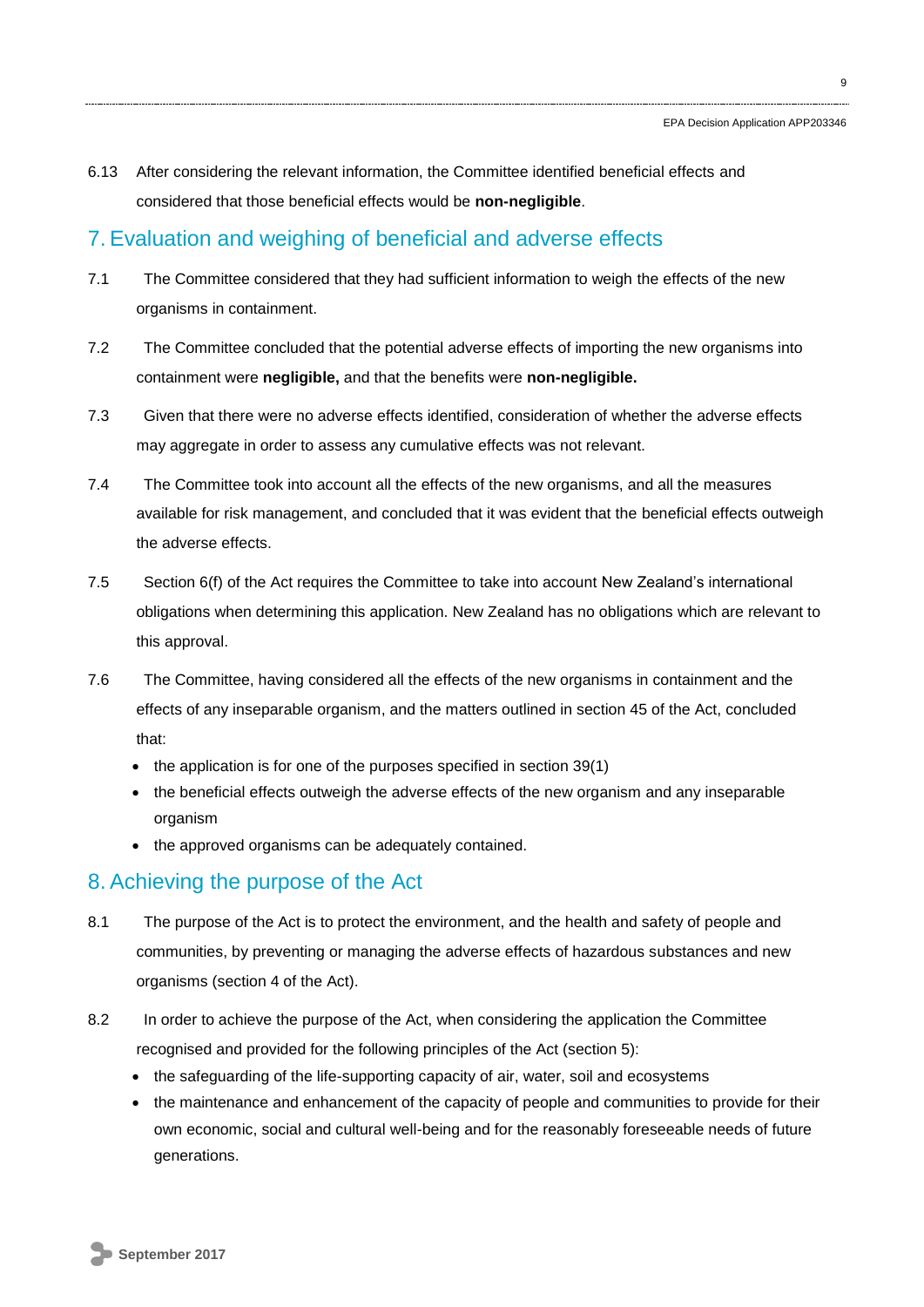6.13 After considering the relevant information, the Committee identified beneficial effects and considered that those beneficial effects would be **non-negligible**.

## 7. Evaluation and weighing of beneficial and adverse effects

7.1 The Committee considered that they had sufficient information to weigh the effects of the new organisms in containment.

7.2 The Committee concluded that the potential adverse effects of importing the new organisms into containment were **negligible,** and that the benefits were **non-negligible.**

7.3 Given that there were no adverse effects identified, consideration of whether the adverse effects may aggregate in order to assess any cumulative effects was not relevant.

7.4 The Committee took into account all the effects of the new organisms, and all the measures available for risk management, and concluded that it was evident that the beneficial effects outweigh the adverse effects.

7.5 Section 6(f) of the Act requires the Committee to take into account New Zealand's international obligations when determining this application. New Zealand has no obligations which are relevant to this approval.

7.6 The Committee, having considered all the effects of the new organisms in containment and the effects of any inseparable organism, and the matters outlined in section 45 of the Act, concluded that:

- the application is for one of the purposes specified in section 39(1)
- the beneficial effects outweigh the adverse effects of the new organism and any inseparable organism
- the approved organisms can be adequately contained.

## 8. Achieving the purpose of the Act

8.1 The purpose of the Act is to protect the environment, and the health and safety of people and communities, by preventing or managing the adverse effects of hazardous substances and new organisms (section 4 of the Act).

8.2 In order to achieve the purpose of the Act, when considering the application the Committee recognised and provided for the following principles of the Act (section 5):

- the safeguarding of the life-supporting capacity of air, water, soil and ecosystems
- the maintenance and enhancement of the capacity of people and communities to provide for their own economic, social and cultural well-being and for the reasonably foreseeable needs of future generations.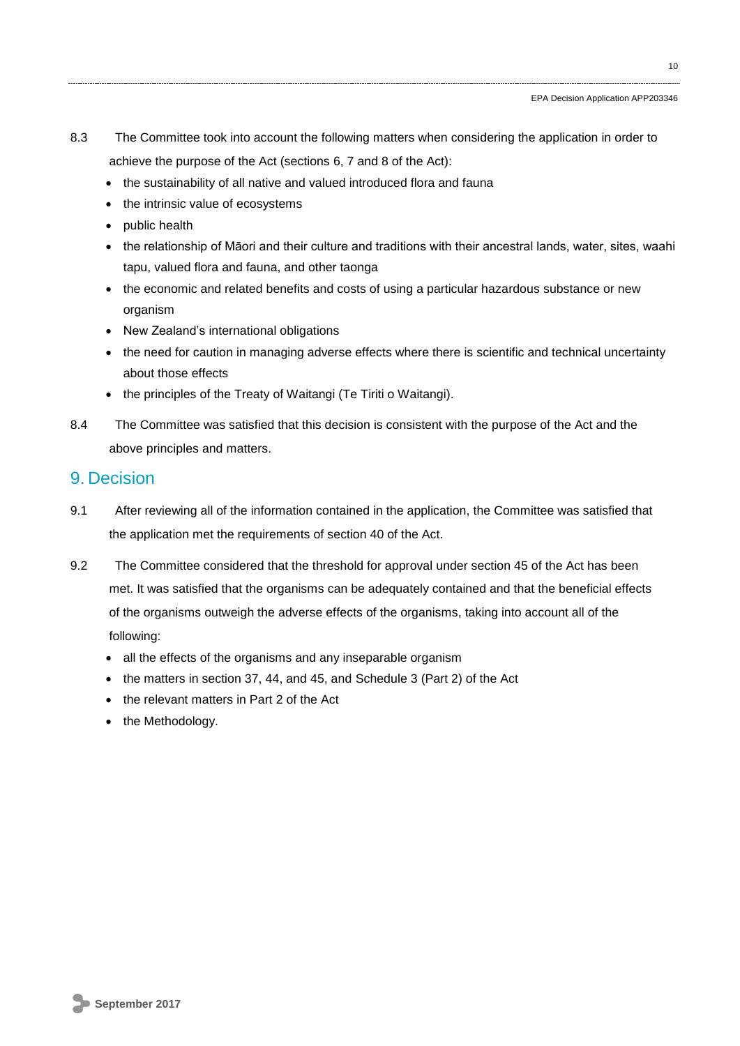8.3 The Committee took into account the following matters when considering the application in order to achieve the purpose of the Act (sections 6, 7 and 8 of the Act):

- the sustainability of all native and valued introduced flora and fauna
- the intrinsic value of ecosystems
- public health
- the relationship of Māori and their culture and traditions with their ancestral lands, water, sites, waahi tapu, valued flora and fauna, and other taonga
- the economic and related benefits and costs of using a particular hazardous substance or new organism
- New Zealand's international obligations
- the need for caution in managing adverse effects where there is scientific and technical uncertainty about those effects
- the principles of the Treaty of Waitangi (Te Tiriti o Waitangi).

8.4 The Committee was satisfied that this decision is consistent with the purpose of the Act and the above principles and matters.

## 9. Decision

9.1 After reviewing all of the information contained in the application, the Committee was satisfied that the application met the requirements of section 40 of the Act.

9.2 The Committee considered that the threshold for approval under section 45 of the Act has been met. It was satisfied that the organisms can be adequately contained and that the beneficial effects of the organisms outweigh the adverse effects of the organisms, taking into account all of the following:

- all the effects of the organisms and any inseparable organism
- the matters in section 37, 44, and 45, and Schedule 3 (Part 2) of the Act
- the relevant matters in Part 2 of the Act
- the Methodology.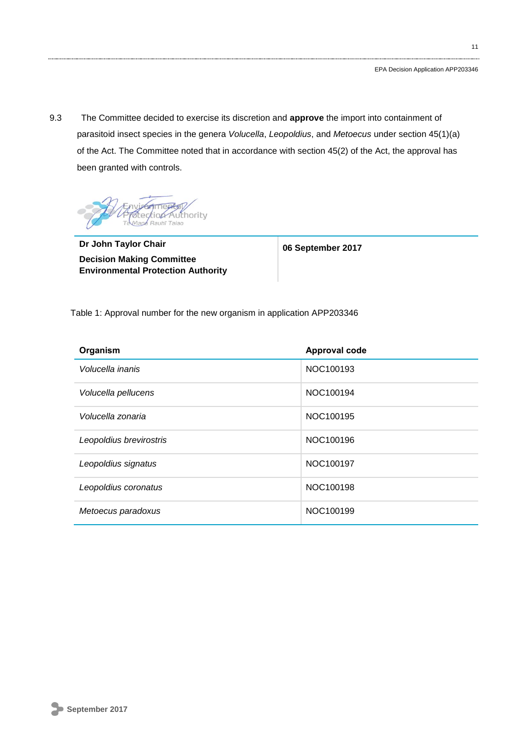9.3 The Committee decided to exercise its discretion and **approve** the import into containment of parasitoid insect species in the genera *Volucella*, *Leopoldius*, and *Metoecus* under section 45(1)(a) of the Act. The Committee noted that in accordance with section 45(2) of the Act, the approval has been granted with controls.

| | |
|---|---|
| **Dr John Taylor Chair**<br>**Decision Making Committee**<br>**Environmental Protection Authority** | **06 September 2017** |

Table 1: Approval number for the new organism in application APP203346

| Organism | Approval code |
|---|---|
| *Volucella inanis* | NOC100193 |
| *Volucella pellucens* | NOC100194 |
| *Volucella zonaria* | NOC100195 |
| *Leopoldius brevirostris* | NOC100196 |
| *Leopoldius signatus* | NOC100197 |
| *Leopoldius coronatus* | NOC100198 |
| *Metoecus paradoxus* | NOC100199 |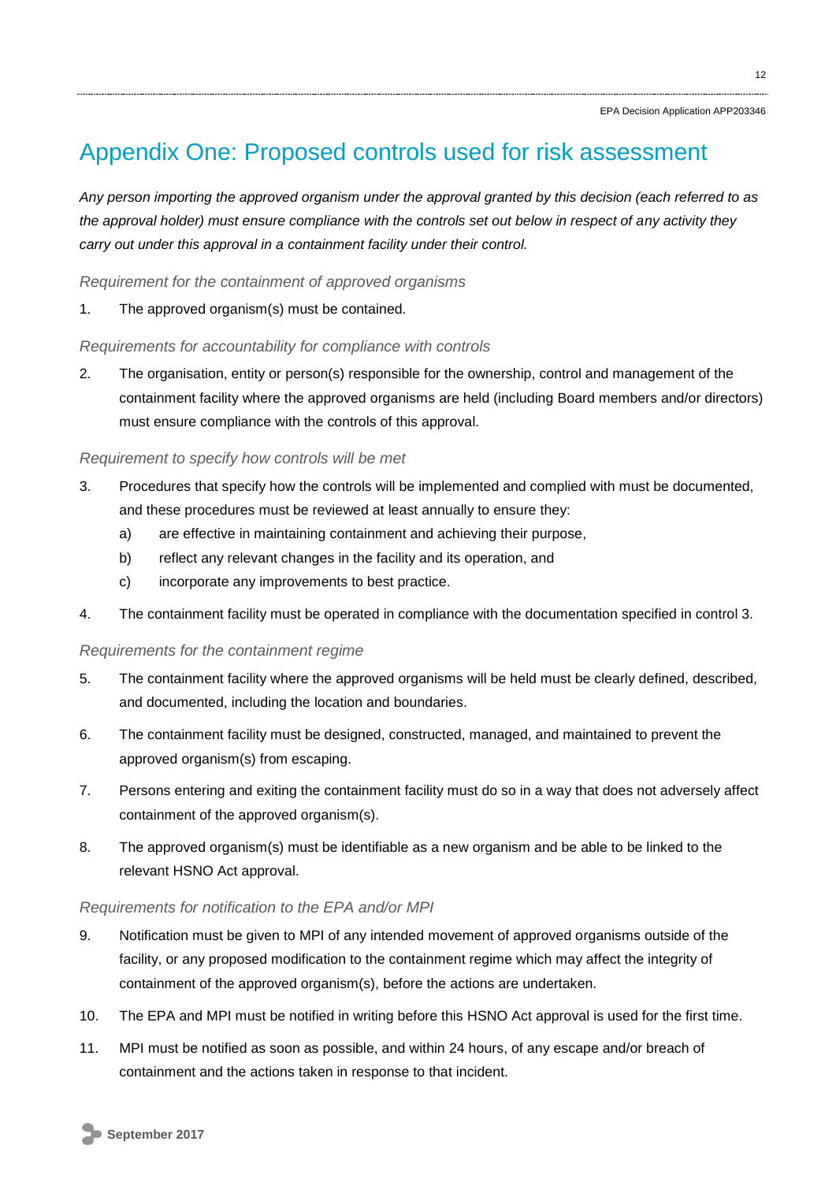# Appendix One: Proposed controls used for risk assessment

*Any person importing the approved organism under the approval granted by this decision (each referred to as the approval holder) must ensure compliance with the controls set out below in respect of any activity they carry out under this approval in a containment facility under their control.*

### *Requirement for the containment of approved organisms*

1. The approved organism(s) must be contained.

### *Requirements for accountability for compliance with controls*

2. The organisation, entity or person(s) responsible for the ownership, control and management of the containment facility where the approved organisms are held (including Board members and/or directors) must ensure compliance with the controls of this approval.

### *Requirement to specify how controls will be met*

3. Procedures that specify how the controls will be implemented and complied with must be documented, and these procedures must be reviewed at least annually to ensure they:
   a) are effective in maintaining containment and achieving their purpose,
   b) reflect any relevant changes in the facility and its operation, and
   c) incorporate any improvements to best practice.
4. The containment facility must be operated in compliance with the documentation specified in control 3.

### *Requirements for the containment regime*

5. The containment facility where the approved organisms will be held must be clearly defined, described, and documented, including the location and boundaries.
6. The containment facility must be designed, constructed, managed, and maintained to prevent the approved organism(s) from escaping.
7. Persons entering and exiting the containment facility must do so in a way that does not adversely affect containment of the approved organism(s).
8. The approved organism(s) must be identifiable as a new organism and be able to be linked to the relevant HSNO Act approval.

### *Requirements for notification to the EPA and/or MPI*

9. Notification must be given to MPI of any intended movement of approved organisms outside of the facility, or any proposed modification to the containment regime which may affect the integrity of containment of the approved organism(s), before the actions are undertaken.
10. The EPA and MPI must be notified in writing before this HSNO Act approval is used for the first time.
11. MPI must be notified as soon as possible, and within 24 hours, of any escape and/or breach of containment and the actions taken in response to that incident.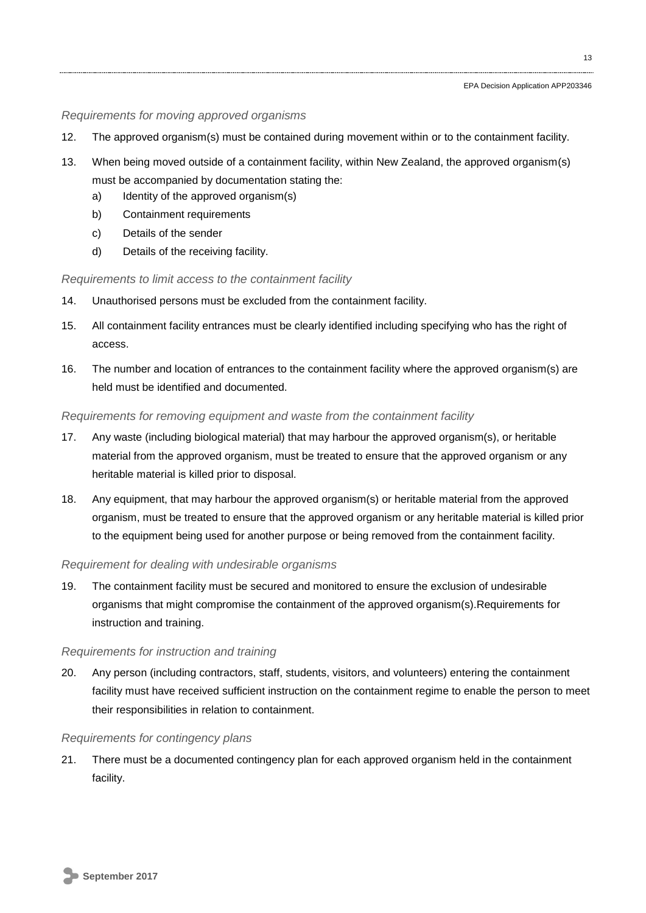*Requirements for moving approved organisms*

12. The approved organism(s) must be contained during movement within or to the containment facility.

13. When being moved outside of a containment facility, within New Zealand, the approved organism(s) must be accompanied by documentation stating the:
    a) Identity of the approved organism(s)
    b) Containment requirements
    c) Details of the sender
    d) Details of the receiving facility.

*Requirements to limit access to the containment facility*

14. Unauthorised persons must be excluded from the containment facility.

15. All containment facility entrances must be clearly identified including specifying who has the right of access.

16. The number and location of entrances to the containment facility where the approved organism(s) are held must be identified and documented.

*Requirements for removing equipment and waste from the containment facility*

17. Any waste (including biological material) that may harbour the approved organism(s), or heritable material from the approved organism, must be treated to ensure that the approved organism or any heritable material is killed prior to disposal.

18. Any equipment, that may harbour the approved organism(s) or heritable material from the approved organism, must be treated to ensure that the approved organism or any heritable material is killed prior to the equipment being used for another purpose or being removed from the containment facility.

*Requirement for dealing with undesirable organisms*

19. The containment facility must be secured and monitored to ensure the exclusion of undesirable organisms that might compromise the containment of the approved organism(s).Requirements for instruction and training.

*Requirements for instruction and training*

20. Any person (including contractors, staff, students, visitors, and volunteers) entering the containment facility must have received sufficient instruction on the containment regime to enable the person to meet their responsibilities in relation to containment.

*Requirements for contingency plans*

21. There must be a documented contingency plan for each approved organism held in the containment facility.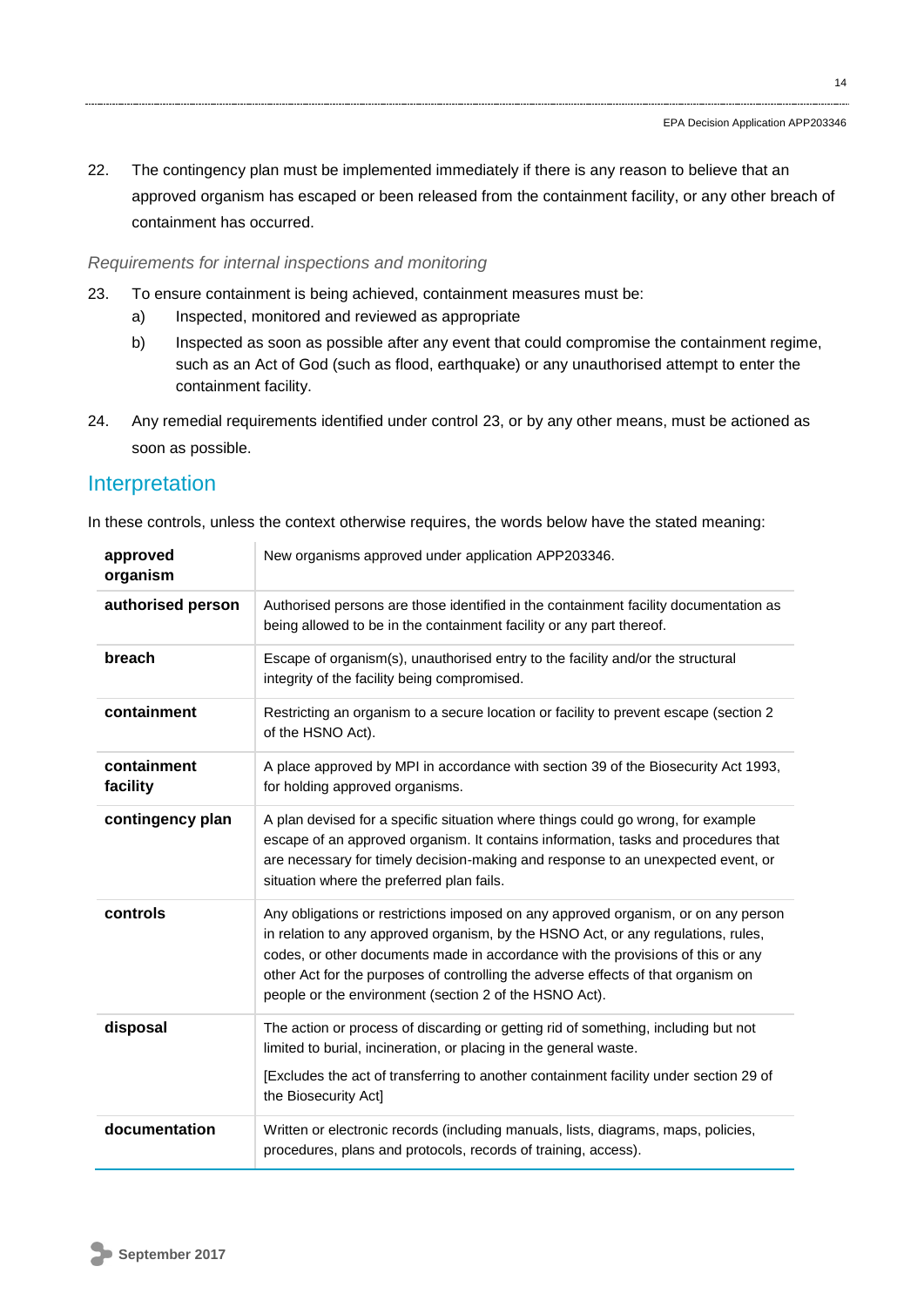22. The contingency plan must be implemented immediately if there is any reason to believe that an approved organism has escaped or been released from the containment facility, or any other breach of containment has occurred.

*Requirements for internal inspections and monitoring*

23. To ensure containment is being achieved, containment measures must be:
    a) Inspected, monitored and reviewed as appropriate
    b) Inspected as soon as possible after any event that could compromise the containment regime, such as an Act of God (such as flood, earthquake) or any unauthorised attempt to enter the containment facility.

24. Any remedial requirements identified under control 23, or by any other means, must be actioned as soon as possible.

## Interpretation

In these controls, unless the context otherwise requires, the words below have the stated meaning:

| | |
|---|---|
| **approved organism** | New organisms approved under application APP203346. |
| **authorised person** | Authorised persons are those identified in the containment facility documentation as being allowed to be in the containment facility or any part thereof. |
| **breach** | Escape of organism(s), unauthorised entry to the facility and/or the structural integrity of the facility being compromised. |
| **containment** | Restricting an organism to a secure location or facility to prevent escape (section 2 of the HSNO Act). |
| **containment facility** | A place approved by MPI in accordance with section 39 of the Biosecurity Act 1993, for holding approved organisms. |
| **contingency plan** | A plan devised for a specific situation where things could go wrong, for example escape of an approved organism. It contains information, tasks and procedures that are necessary for timely decision-making and response to an unexpected event, or situation where the preferred plan fails. |
| **controls** | Any obligations or restrictions imposed on any approved organism, or on any person in relation to any approved organism, by the HSNO Act, or any regulations, rules, codes, or other documents made in accordance with the provisions of this or any other Act for the purposes of controlling the adverse effects of that organism on people or the environment (section 2 of the HSNO Act). |
| **disposal** | The action or process of discarding or getting rid of something, including but not limited to burial, incineration, or placing in the general waste. [Excludes the act of transferring to another containment facility under section 29 of the Biosecurity Act] |
| **documentation** | Written or electronic records (including manuals, lists, diagrams, maps, policies, procedures, plans and protocols, records of training, access). |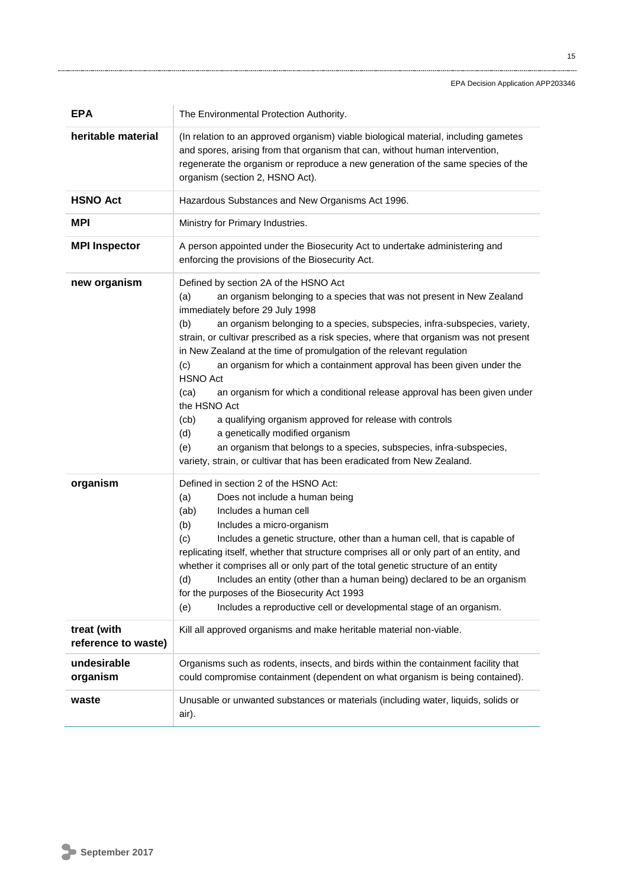| | |
|---|---|
| **EPA** | The Environmental Protection Authority. |
| **heritable material** | (In relation to an approved organism) viable biological material, including gametes and spores, arising from that organism that can, without human intervention, regenerate the organism or reproduce a new generation of the same species of the organism (section 2, HSNO Act). |
| **HSNO Act** | Hazardous Substances and New Organisms Act 1996. |
| **MPI** | Ministry for Primary Industries. |
| **MPI Inspector** | A person appointed under the Biosecurity Act to undertake administering and enforcing the provisions of the Biosecurity Act. |
| **new organism** | Defined by section 2A of the HSNO Act<br>(a) an organism belonging to a species that was not present in New Zealand immediately before 29 July 1998<br>(b) an organism belonging to a species, subspecies, infra-subspecies, variety, strain, or cultivar prescribed as a risk species, where that organism was not present in New Zealand at the time of promulgation of the relevant regulation<br>(c) an organism for which a containment approval has been given under the HSNO Act<br>(ca) an organism for which a conditional release approval has been given under the HSNO Act<br>(cb) a qualifying organism approved for release with controls<br>(d) a genetically modified organism<br>(e) an organism that belongs to a species, subspecies, infra-subspecies, variety, strain, or cultivar that has been eradicated from New Zealand. |
| **organism** | Defined in section 2 of the HSNO Act:<br>(a) Does not include a human being<br>(ab) Includes a human cell<br>(b) Includes a micro-organism<br>(c) Includes a genetic structure, other than a human cell, that is capable of replicating itself, whether that structure comprises all or only part of an entity, and whether it comprises all or only part of the total genetic structure of an entity<br>(d) Includes an entity (other than a human being) declared to be an organism for the purposes of the Biosecurity Act 1993<br>(e) Includes a reproductive cell or developmental stage of an organism. |
| **treat (with reference to waste)** | Kill all approved organisms and make heritable material non-viable. |
| **undesirable organism** | Organisms such as rodents, insects, and birds within the containment facility that could compromise containment (dependent on what organism is being contained). |
| **waste** | Unusable or unwanted substances or materials (including water, liquids, solids or air). |